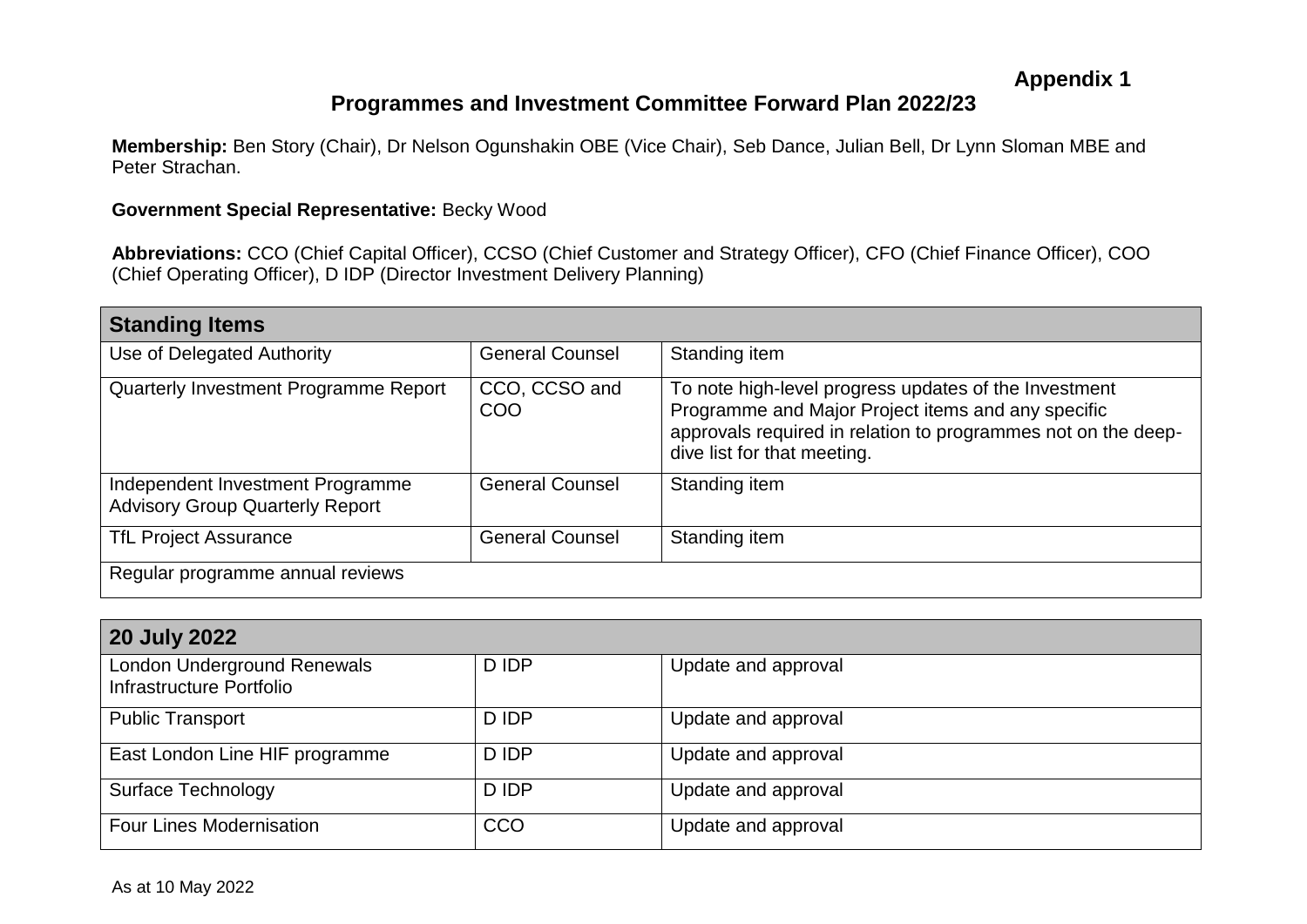**Appendix 1**

# Programmes and Investment Committee Forward Plan 2022/23

**Membership:** Ben Story (Chair), Dr Nelson Ogunshakin OBE (Vice Chair), Seb Dance, Julian Bell, Dr Lynn Sloman MBE and Peter Strachan.

**Government Special Representative:** Becky Wood

**Abbreviations:** CCO (Chief Capital Officer), CCSO (Chief Customer and Strategy Officer), CFO (Chief Finance Officer), COO (Chief Operating Officer), D IDP (Director Investment Delivery Planning)

| **Standing Items** | | |
|---|---|---|
| Use of Delegated Authority | General Counsel | Standing item |
| Quarterly Investment Programme Report | CCO, CCSO and COO | To note high-level progress updates of the Investment Programme and Major Project items and any specific approvals required in relation to programmes not on the deep-dive list for that meeting. |
| Independent Investment Programme Advisory Group Quarterly Report | General Counsel | Standing item |
| TfL Project Assurance | General Counsel | Standing item |
| Regular programme annual reviews | | |

| **20 July 2022** | | |
|---|---|---|
| London Underground Renewals Infrastructure Portfolio | D IDP | Update and approval |
| Public Transport | D IDP | Update and approval |
| East London Line HIF programme | D IDP | Update and approval |
| Surface Technology | D IDP | Update and approval |
| Four Lines Modernisation | CCO | Update and approval |

As at 10 May 2022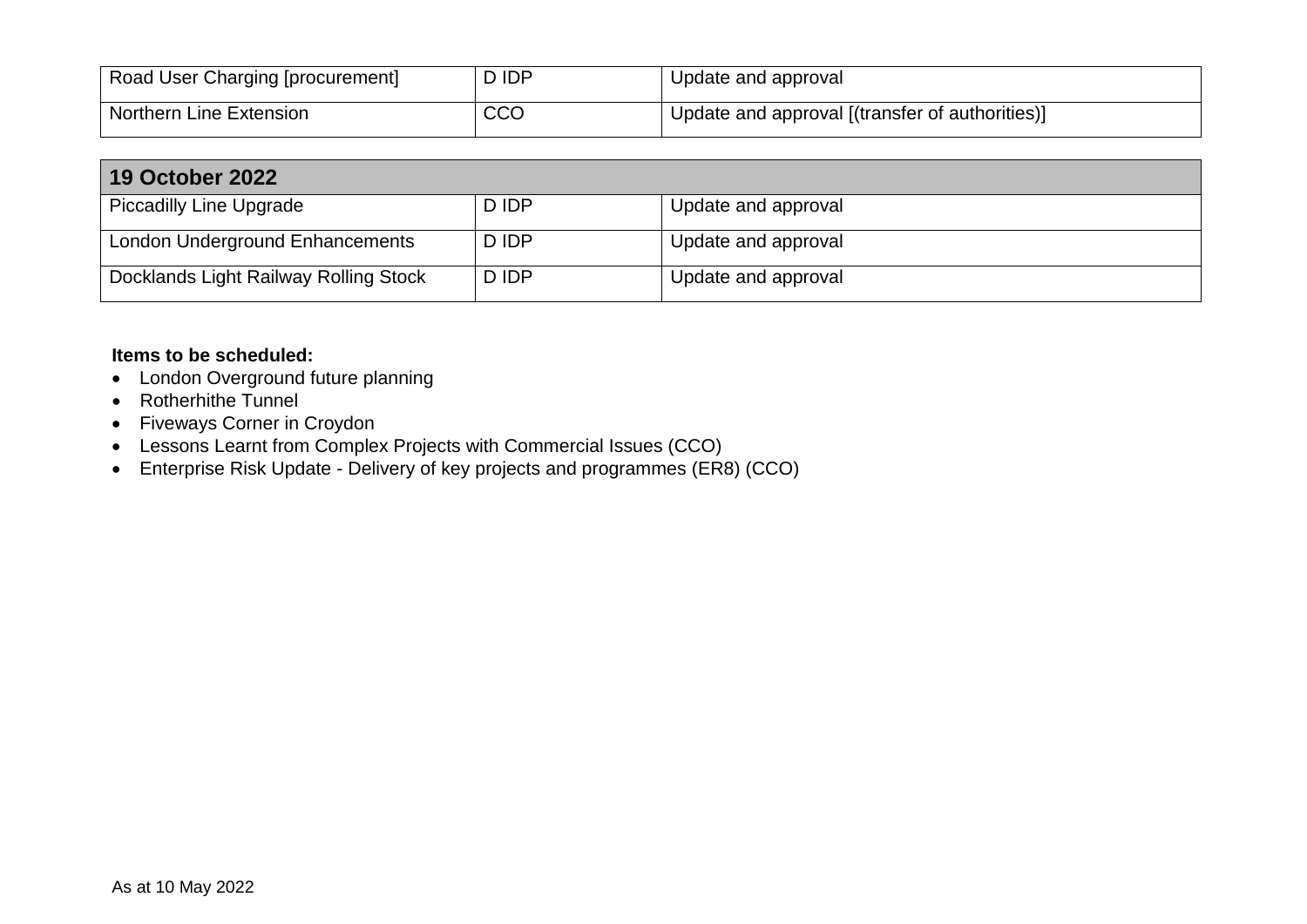| | | |
|---|---|---|
| Road User Charging [procurement] | D IDP | Update and approval |
| Northern Line Extension | CCO | Update and approval [(transfer of authorities)] |

| **19 October 2022** | | |
|---|---|---|
| Piccadilly Line Upgrade | D IDP | Update and approval |
| London Underground Enhancements | D IDP | Update and approval |
| Docklands Light Railway Rolling Stock | D IDP | Update and approval |

**Items to be scheduled:**

- London Overground future planning
- Rotherhithe Tunnel
- Fiveways Corner in Croydon
- Lessons Learnt from Complex Projects with Commercial Issues (CCO)
- Enterprise Risk Update - Delivery of key projects and programmes (ER8) (CCO)

As at 10 May 2022